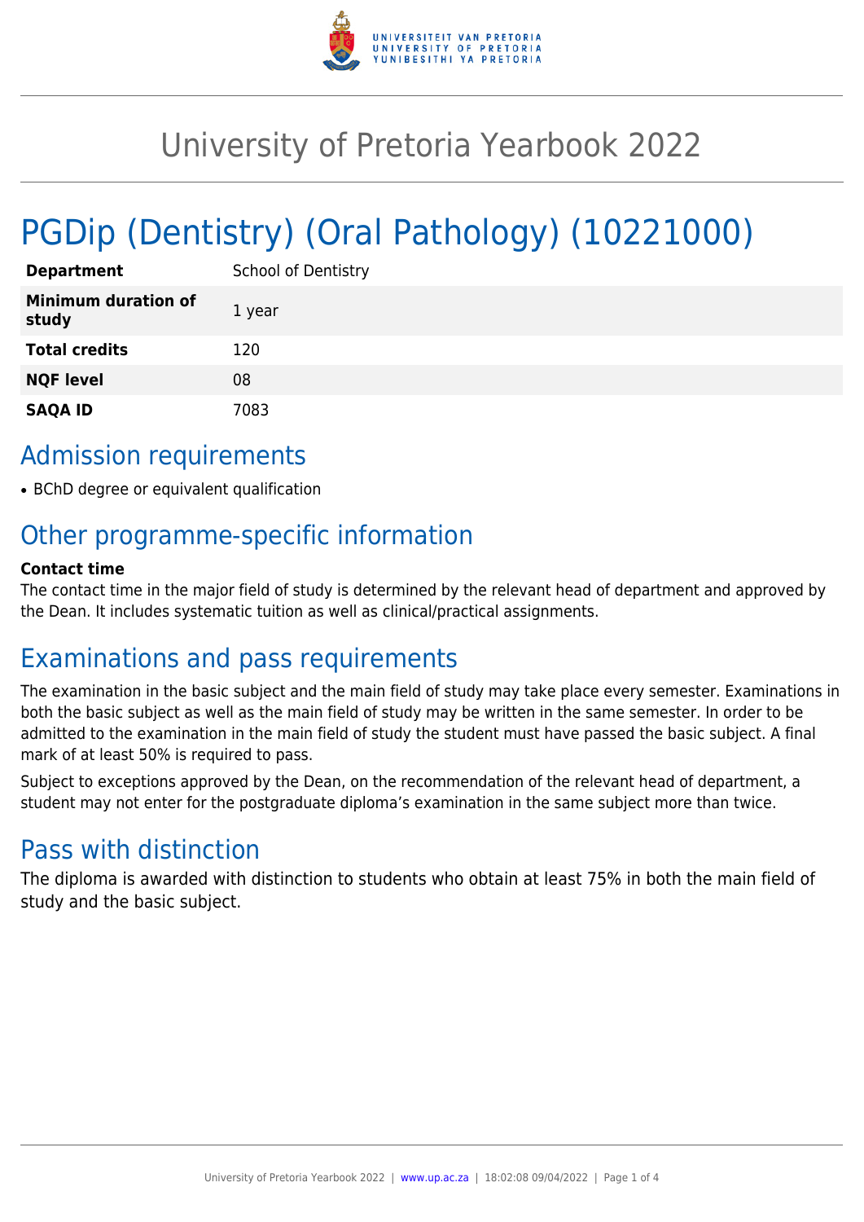# University of Pretoria Yearbook 2022

# PGDip (Dentistry) (Oral Pathology) (10221000)

| | |
|---|---|
| **Department** | School of Dentistry |
| **Minimum duration of study** | 1 year |
| **Total credits** | 120 |
| **NQF level** | 08 |
| **SAQA ID** | 7083 |

## Admission requirements

- BChD degree or equivalent qualification

## Other programme-specific information

**Contact time**

The contact time in the major field of study is determined by the relevant head of department and approved by the Dean. It includes systematic tuition as well as clinical/practical assignments.

## Examinations and pass requirements

The examination in the basic subject and the main field of study may take place every semester. Examinations in both the basic subject as well as the main field of study may be written in the same semester. In order to be admitted to the examination in the main field of study the student must have passed the basic subject. A final mark of at least 50% is required to pass.

Subject to exceptions approved by the Dean, on the recommendation of the relevant head of department, a student may not enter for the postgraduate diploma's examination in the same subject more than twice.

## Pass with distinction

The diploma is awarded with distinction to students who obtain at least 75% in both the main field of study and the basic subject.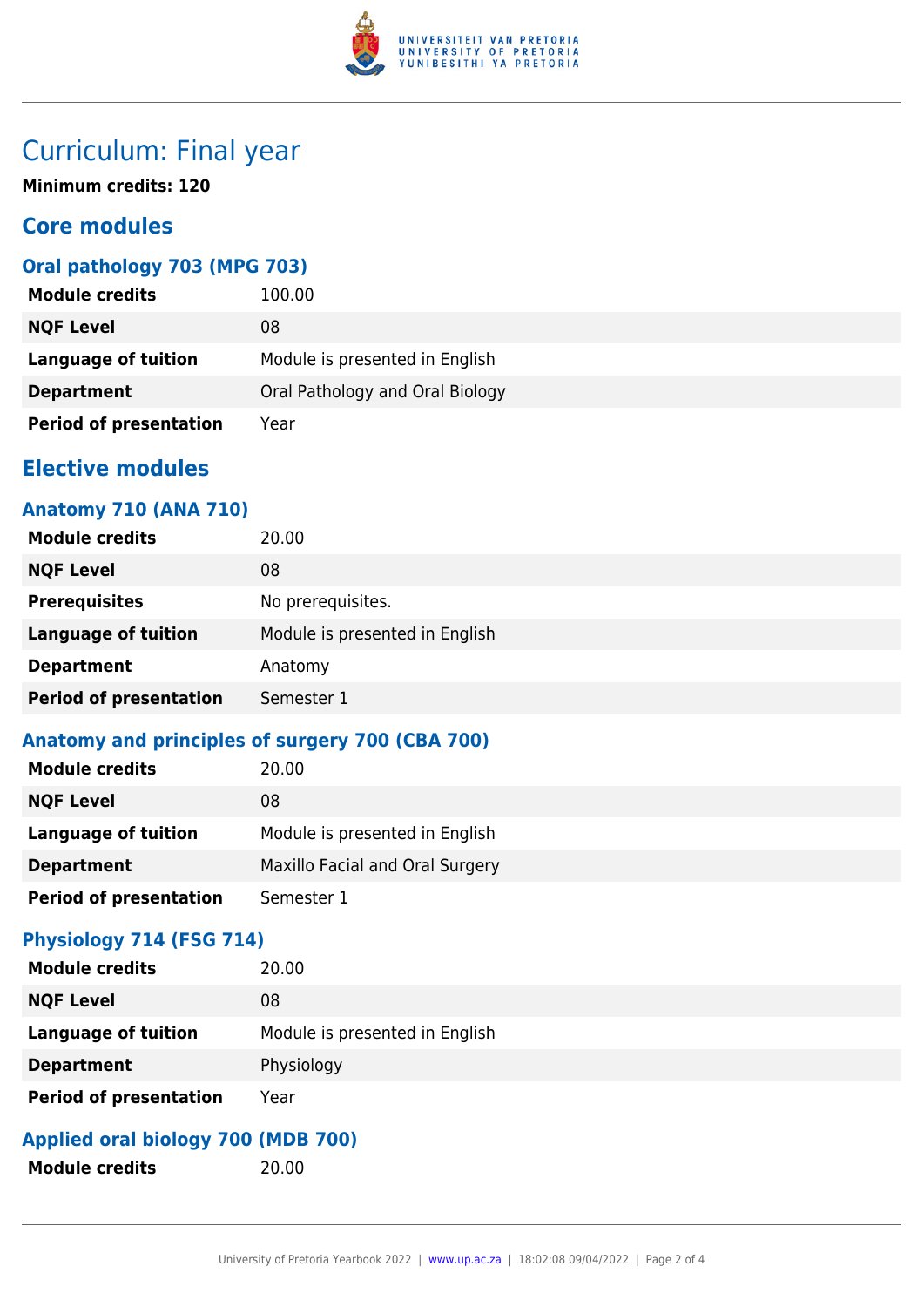# Curriculum: Final year

**Minimum credits: 120**

## Core modules

### Oral pathology 703 (MPG 703)

| | |
|---|---|
| **Module credits** | 100.00 |
| **NQF Level** | 08 |
| **Language of tuition** | Module is presented in English |
| **Department** | Oral Pathology and Oral Biology |
| **Period of presentation** | Year |

## Elective modules

### Anatomy 710 (ANA 710)

| | |
|---|---|
| **Module credits** | 20.00 |
| **NQF Level** | 08 |
| **Prerequisites** | No prerequisites. |
| **Language of tuition** | Module is presented in English |
| **Department** | Anatomy |
| **Period of presentation** | Semester 1 |

### Anatomy and principles of surgery 700 (CBA 700)

| | |
|---|---|
| **Module credits** | 20.00 |
| **NQF Level** | 08 |
| **Language of tuition** | Module is presented in English |
| **Department** | Maxillo Facial and Oral Surgery |
| **Period of presentation** | Semester 1 |

### Physiology 714 (FSG 714)

| | |
|---|---|
| **Module credits** | 20.00 |
| **NQF Level** | 08 |
| **Language of tuition** | Module is presented in English |
| **Department** | Physiology |
| **Period of presentation** | Year |

### Applied oral biology 700 (MDB 700)

| | |
|---|---|
| **Module credits** | 20.00 |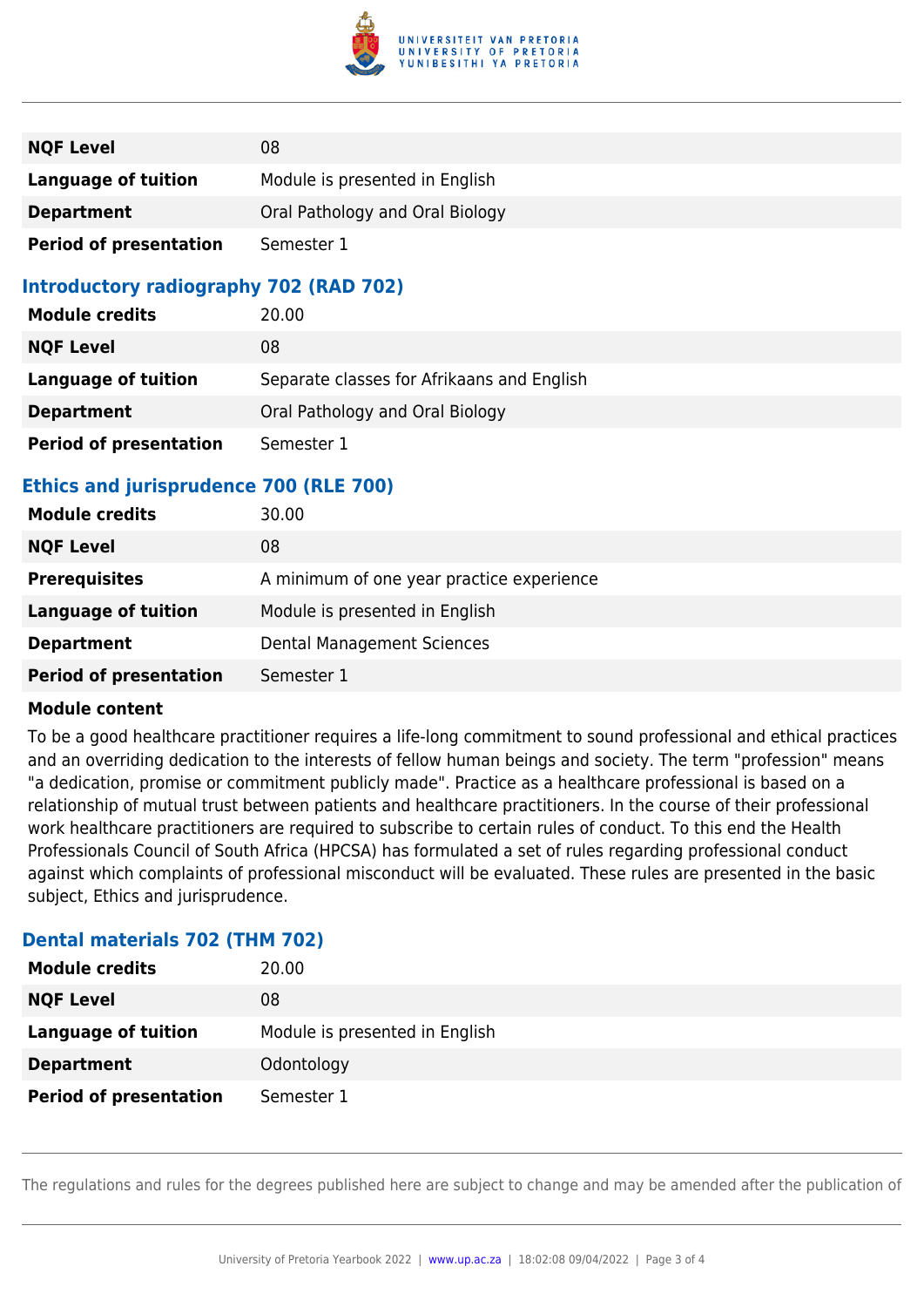| | |
|---|---|
| **NQF Level** | 08 |
| **Language of tuition** | Module is presented in English |
| **Department** | Oral Pathology and Oral Biology |
| **Period of presentation** | Semester 1 |

### Introductory radiography 702 (RAD 702)

| | |
|---|---|
| **Module credits** | 20.00 |
| **NQF Level** | 08 |
| **Language of tuition** | Separate classes for Afrikaans and English |
| **Department** | Oral Pathology and Oral Biology |
| **Period of presentation** | Semester 1 |

### Ethics and jurisprudence 700 (RLE 700)

| | |
|---|---|
| **Module credits** | 30.00 |
| **NQF Level** | 08 |
| **Prerequisites** | A minimum of one year practice experience |
| **Language of tuition** | Module is presented in English |
| **Department** | Dental Management Sciences |
| **Period of presentation** | Semester 1 |

**Module content**

To be a good healthcare practitioner requires a life-long commitment to sound professional and ethical practices and an overriding dedication to the interests of fellow human beings and society. The term "profession" means "a dedication, promise or commitment publicly made". Practice as a healthcare professional is based on a relationship of mutual trust between patients and healthcare practitioners. In the course of their professional work healthcare practitioners are required to subscribe to certain rules of conduct. To this end the Health Professionals Council of South Africa (HPCSA) has formulated a set of rules regarding professional conduct against which complaints of professional misconduct will be evaluated. These rules are presented in the basic subject, Ethics and jurisprudence.

### Dental materials 702 (THM 702)

| | |
|---|---|
| **Module credits** | 20.00 |
| **NQF Level** | 08 |
| **Language of tuition** | Module is presented in English |
| **Department** | Odontology |
| **Period of presentation** | Semester 1 |

The regulations and rules for the degrees published here are subject to change and may be amended after the publication of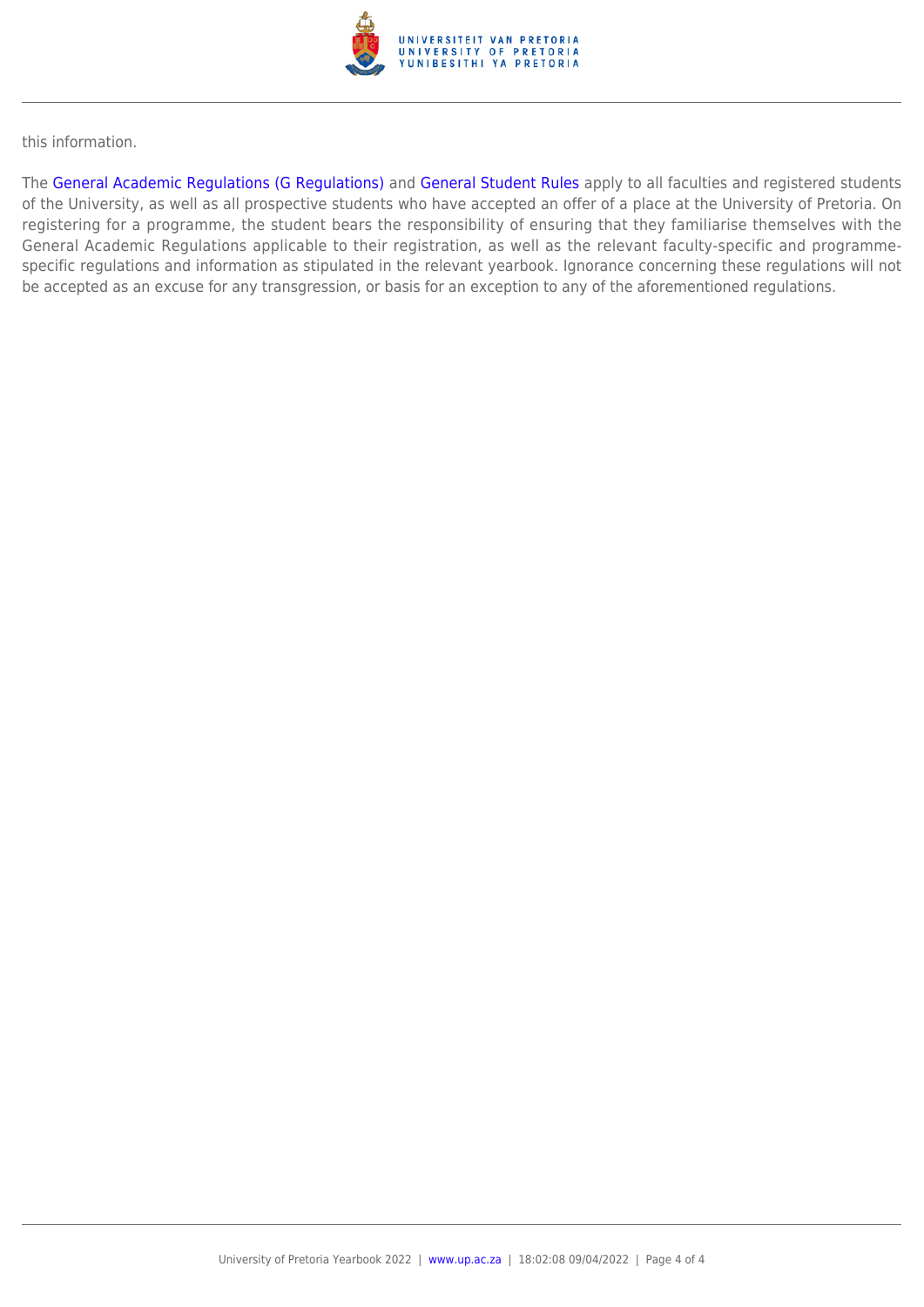this information.

The General Academic Regulations (G Regulations) and General Student Rules apply to all faculties and registered students of the University, as well as all prospective students who have accepted an offer of a place at the University of Pretoria. On registering for a programme, the student bears the responsibility of ensuring that they familiarise themselves with the General Academic Regulations applicable to their registration, as well as the relevant faculty-specific and programme-specific regulations and information as stipulated in the relevant yearbook. Ignorance concerning these regulations will not be accepted as an excuse for any transgression, or basis for an exception to any of the aforementioned regulations.